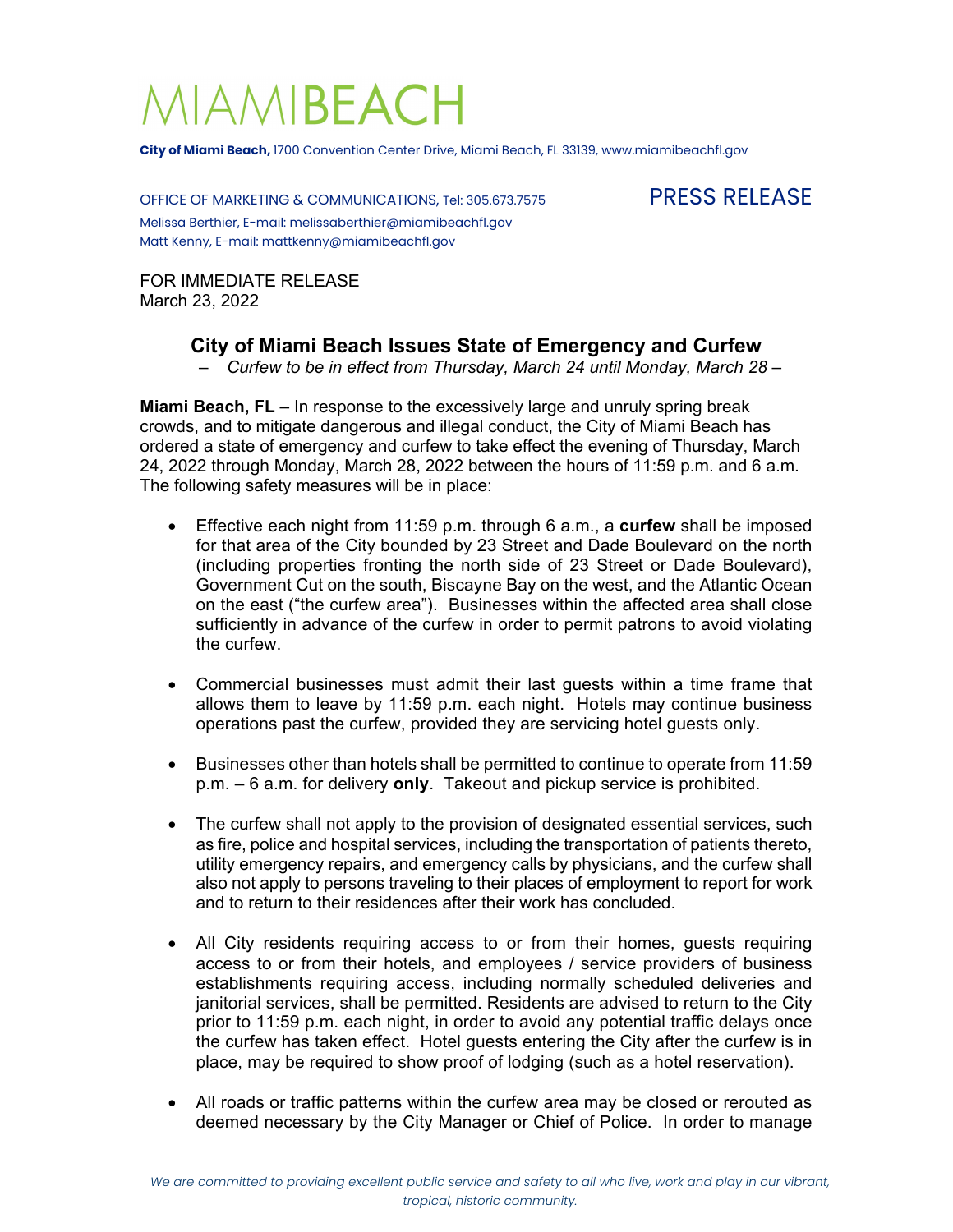# MIAMIBEACH

**City of Miami Beach,** 1700 Convention Center Drive, Miami Beach, FL 33139, www.miamibeachfl.gov

OFFICE OF MARKETING & COMMUNICATIONS, Tel: 305.673.7575

Melissa Berthier, E-mail: melissaberthier@miamibeachfl.gov
Matt Kenny, E-mail: mattkenny@miamibeachfl.gov

PRESS RELEASE

FOR IMMEDIATE RELEASE
March 23, 2022

## City of Miami Beach Issues State of Emergency and Curfew

*– Curfew to be in effect from Thursday, March 24 until Monday, March 28 –*

**Miami Beach, FL** – In response to the excessively large and unruly spring break crowds, and to mitigate dangerous and illegal conduct, the City of Miami Beach has ordered a state of emergency and curfew to take effect the evening of Thursday, March 24, 2022 through Monday, March 28, 2022 between the hours of 11:59 p.m. and 6 a.m. The following safety measures will be in place:

- Effective each night from 11:59 p.m. through 6 a.m., a **curfew** shall be imposed for that area of the City bounded by 23 Street and Dade Boulevard on the north (including properties fronting the north side of 23 Street or Dade Boulevard), Government Cut on the south, Biscayne Bay on the west, and the Atlantic Ocean on the east ("the curfew area"). Businesses within the affected area shall close sufficiently in advance of the curfew in order to permit patrons to avoid violating the curfew.

- Commercial businesses must admit their last guests within a time frame that allows them to leave by 11:59 p.m. each night. Hotels may continue business operations past the curfew, provided they are servicing hotel guests only.

- Businesses other than hotels shall be permitted to continue to operate from 11:59 p.m. – 6 a.m. for delivery **only**. Takeout and pickup service is prohibited.

- The curfew shall not apply to the provision of designated essential services, such as fire, police and hospital services, including the transportation of patients thereto, utility emergency repairs, and emergency calls by physicians, and the curfew shall also not apply to persons traveling to their places of employment to report for work and to return to their residences after their work has concluded.

- All City residents requiring access to or from their homes, guests requiring access to or from their hotels, and employees / service providers of business establishments requiring access, including normally scheduled deliveries and janitorial services, shall be permitted. Residents are advised to return to the City prior to 11:59 p.m. each night, in order to avoid any potential traffic delays once the curfew has taken effect. Hotel guests entering the City after the curfew is in place, may be required to show proof of lodging (such as a hotel reservation).

- All roads or traffic patterns within the curfew area may be closed or rerouted as deemed necessary by the City Manager or Chief of Police. In order to manage

*We are committed to providing excellent public service and safety to all who live, work and play in our vibrant, tropical, historic community.*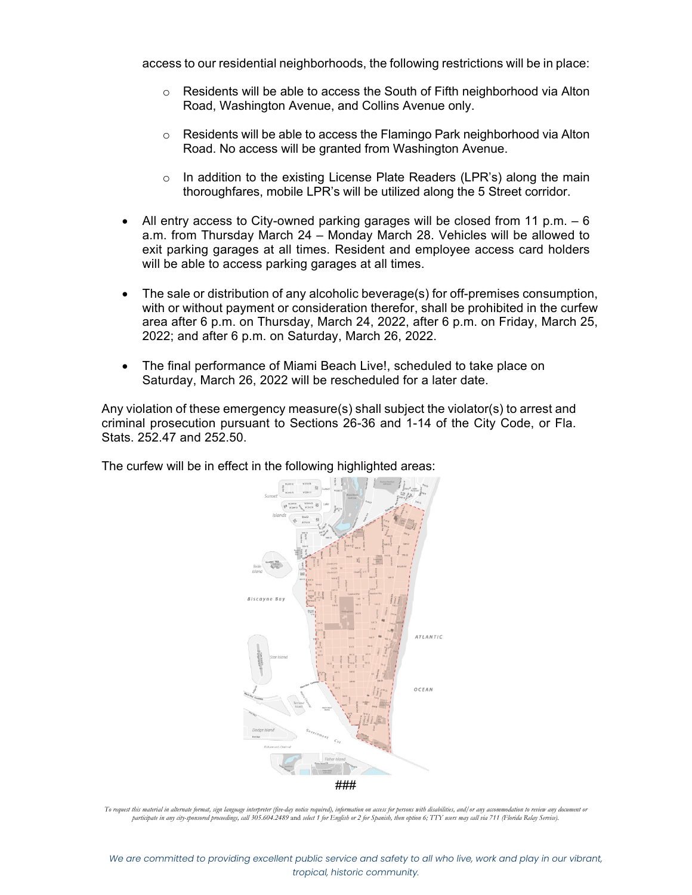access to our residential neighborhoods, the following restrictions will be in place:

  - Residents will be able to access the South of Fifth neighborhood via Alton Road, Washington Avenue, and Collins Avenue only.
  - Residents will be able to access the Flamingo Park neighborhood via Alton Road. No access will be granted from Washington Avenue.
  - In addition to the existing License Plate Readers (LPR's) along the main thoroughfares, mobile LPR's will be utilized along the 5 Street corridor.

- All entry access to City-owned parking garages will be closed from 11 p.m. – 6 a.m. from Thursday March 24 – Monday March 28. Vehicles will be allowed to exit parking garages at all times. Resident and employee access card holders will be able to access parking garages at all times.

- The sale or distribution of any alcoholic beverage(s) for off-premises consumption, with or without payment or consideration therefor, shall be prohibited in the curfew area after 6 p.m. on Thursday, March 24, 2022, after 6 p.m. on Friday, March 25, 2022; and after 6 p.m. on Saturday, March 26, 2022.

- The final performance of Miami Beach Live!, scheduled to take place on Saturday, March 26, 2022 will be rescheduled for a later date.

Any violation of these emergency measure(s) shall subject the violator(s) to arrest and criminal prosecution pursuant to Sections 26-36 and 1-14 of the City Code, or Fla. Stats. 252.47 and 252.50.

The curfew will be in effect in the following highlighted areas:

###

*To request this material in alternate format, sign language interpreter (five-day notice required), information on access for persons with disabilities, and/or any accommodation to review any document or participate in any city-sponsored proceedings, call 305.604.2489 and select 1 for English or 2 for Spanish, then option 6; TTY users may call via 711 (Florida Relay Service).*

*We are committed to providing excellent public service and safety to all who live, work and play in our vibrant, tropical, historic community.*